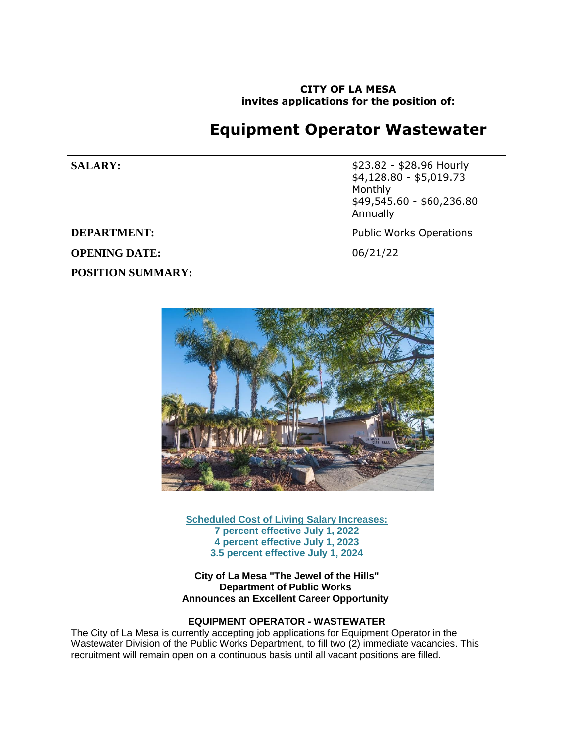**CITY OF LA MESA**
**invites applications for the position of:**

# Equipment Operator Wastewater

---

| | |
|---|---|
| **SALARY:** | $23.82 - $28.96 Hourly<br>$4,128.80 - $5,019.73 Monthly<br>$49,545.60 - $60,236.80 Annually |
| **DEPARTMENT:** | Public Works Operations |
| **OPENING DATE:** | 06/21/22 |

**POSITION SUMMARY:**

**Scheduled Cost of Living Salary Increases:**
**7 percent effective July 1, 2022**
**4 percent effective July 1, 2023**
**3.5 percent effective July 1, 2024**

**City of La Mesa "The Jewel of the Hills"**
**Department of Public Works**
**Announces an Excellent Career Opportunity**

**EQUIPMENT OPERATOR - WASTEWATER**

The City of La Mesa is currently accepting job applications for Equipment Operator in the Wastewater Division of the Public Works Department, to fill two (2) immediate vacancies. This recruitment will remain open on a continuous basis until all vacant positions are filled.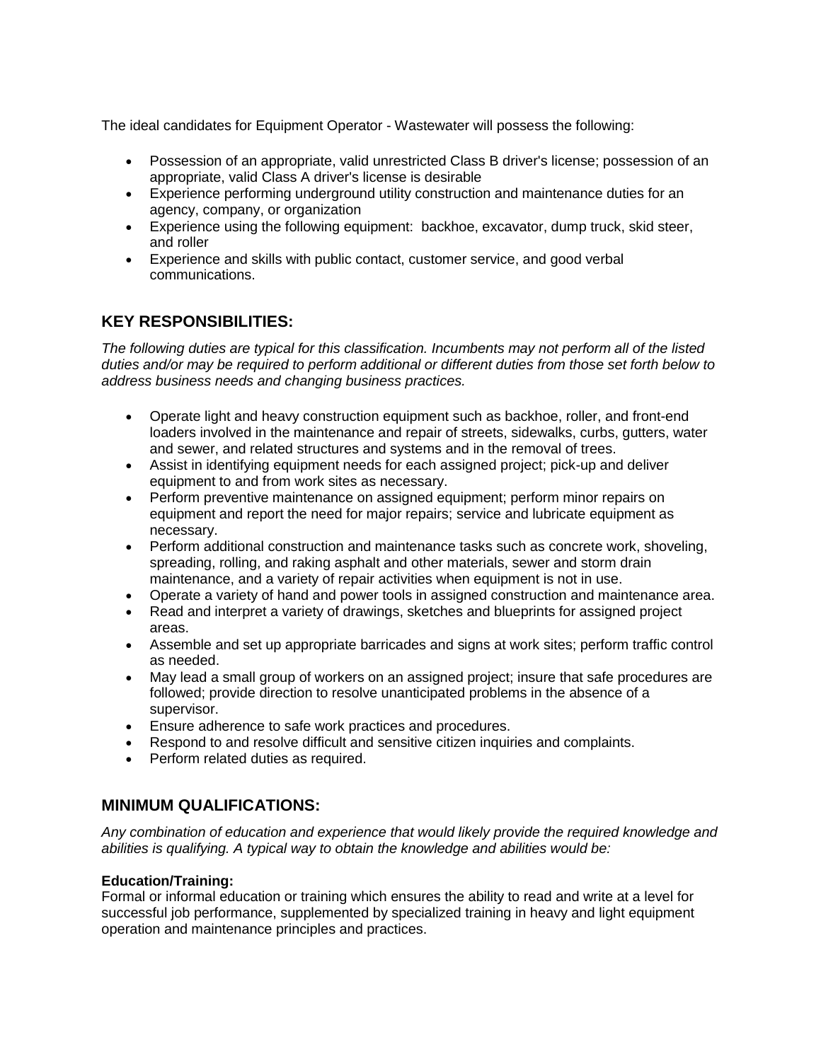The ideal candidates for Equipment Operator - Wastewater will possess the following:

- Possession of an appropriate, valid unrestricted Class B driver's license; possession of an appropriate, valid Class A driver's license is desirable
- Experience performing underground utility construction and maintenance duties for an agency, company, or organization
- Experience using the following equipment: backhoe, excavator, dump truck, skid steer, and roller
- Experience and skills with public contact, customer service, and good verbal communications.

## KEY RESPONSIBILITIES:

*The following duties are typical for this classification. Incumbents may not perform all of the listed duties and/or may be required to perform additional or different duties from those set forth below to address business needs and changing business practices.*

- Operate light and heavy construction equipment such as backhoe, roller, and front-end loaders involved in the maintenance and repair of streets, sidewalks, curbs, gutters, water and sewer, and related structures and systems and in the removal of trees.
- Assist in identifying equipment needs for each assigned project; pick-up and deliver equipment to and from work sites as necessary.
- Perform preventive maintenance on assigned equipment; perform minor repairs on equipment and report the need for major repairs; service and lubricate equipment as necessary.
- Perform additional construction and maintenance tasks such as concrete work, shoveling, spreading, rolling, and raking asphalt and other materials, sewer and storm drain maintenance, and a variety of repair activities when equipment is not in use.
- Operate a variety of hand and power tools in assigned construction and maintenance area.
- Read and interpret a variety of drawings, sketches and blueprints for assigned project areas.
- Assemble and set up appropriate barricades and signs at work sites; perform traffic control as needed.
- May lead a small group of workers on an assigned project; insure that safe procedures are followed; provide direction to resolve unanticipated problems in the absence of a supervisor.
- Ensure adherence to safe work practices and procedures.
- Respond to and resolve difficult and sensitive citizen inquiries and complaints.
- Perform related duties as required.

## MINIMUM QUALIFICATIONS:

*Any combination of education and experience that would likely provide the required knowledge and abilities is qualifying. A typical way to obtain the knowledge and abilities would be:*

**Education/Training:**
Formal or informal education or training which ensures the ability to read and write at a level for successful job performance, supplemented by specialized training in heavy and light equipment operation and maintenance principles and practices.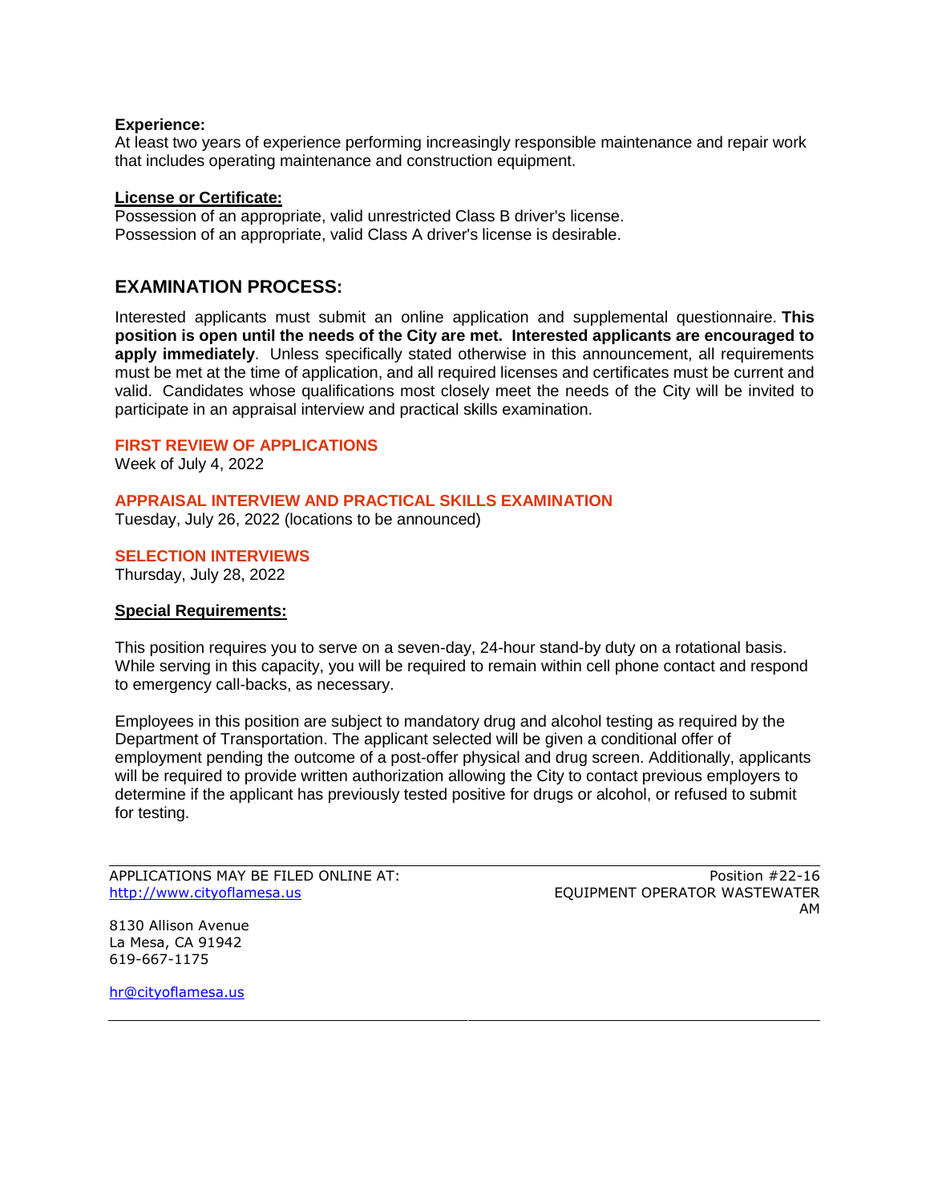**Experience:**
At least two years of experience performing increasingly responsible maintenance and repair work that includes operating maintenance and construction equipment.

**License or Certificate:**
Possession of an appropriate, valid unrestricted Class B driver's license.
Possession of an appropriate, valid Class A driver's license is desirable.

## EXAMINATION PROCESS:

Interested applicants must submit an online application and supplemental questionnaire. **This position is open until the needs of the City are met. Interested applicants are encouraged to apply immediately**. Unless specifically stated otherwise in this announcement, all requirements must be met at the time of application, and all required licenses and certificates must be current and valid. Candidates whose qualifications most closely meet the needs of the City will be invited to participate in an appraisal interview and practical skills examination.

**FIRST REVIEW OF APPLICATIONS**
Week of July 4, 2022

**APPRAISAL INTERVIEW AND PRACTICAL SKILLS EXAMINATION**
Tuesday, July 26, 2022 (locations to be announced)

**SELECTION INTERVIEWS**
Thursday, July 28, 2022

**Special Requirements:**

This position requires you to serve on a seven-day, 24-hour stand-by duty on a rotational basis. While serving in this capacity, you will be required to remain within cell phone contact and respond to emergency call-backs, as necessary.

Employees in this position are subject to mandatory drug and alcohol testing as required by the Department of Transportation. The applicant selected will be given a conditional offer of employment pending the outcome of a post-offer physical and drug screen. Additionally, applicants will be required to provide written authorization allowing the City to contact previous employers to determine if the applicant has previously tested positive for drugs or alcohol, or refused to submit for testing.

APPLICATIONS MAY BE FILED ONLINE AT:
http://www.cityoflamesa.us

8130 Allison Avenue
La Mesa, CA 91942
619-667-1175

hr@cityoflamesa.us

Position #22-16
EQUIPMENT OPERATOR WASTEWATER
AM